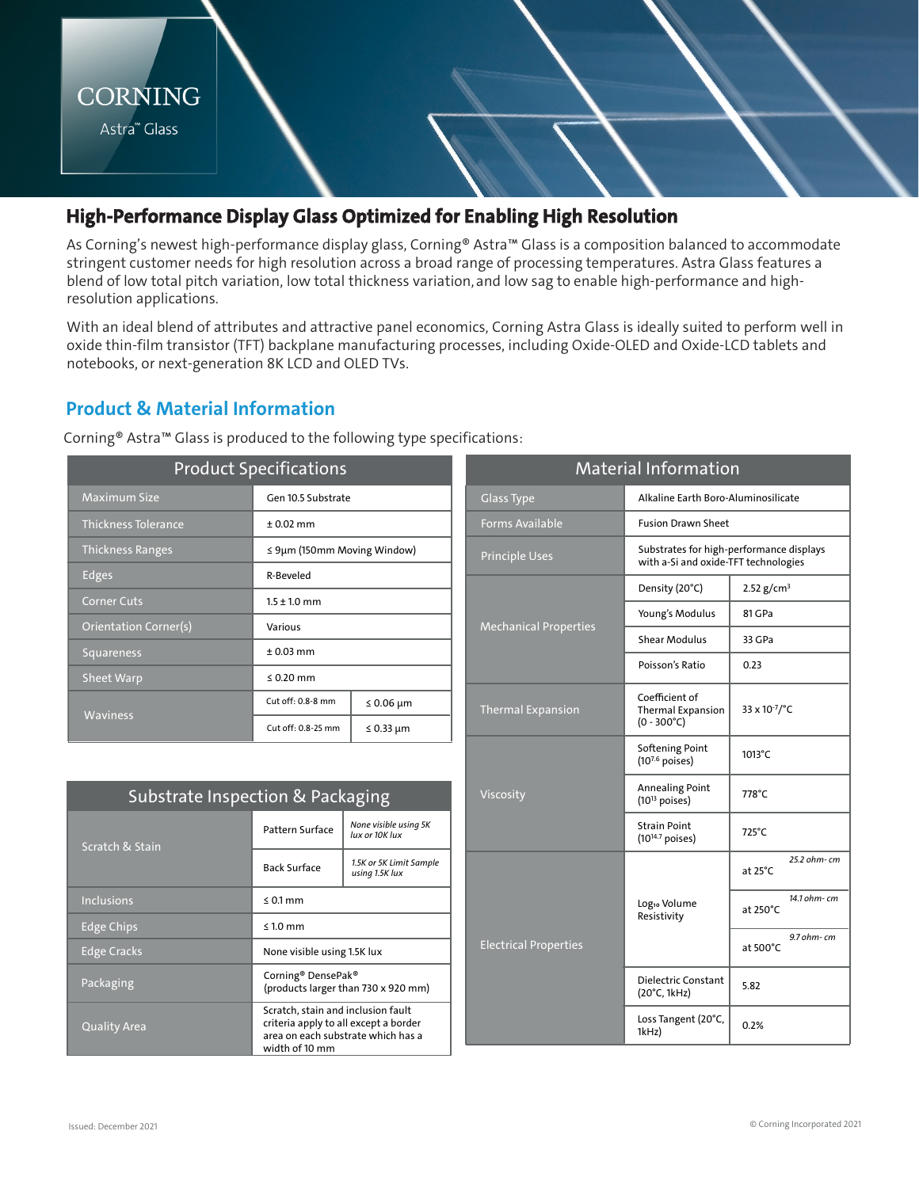CORNING

Astra™ Glass

# High-Performance Display Glass Optimized for Enabling High Resolution

As Corning's newest high-performance display glass, Corning® Astra™ Glass is a composition balanced to accommodate stringent customer needs for high resolution across a broad range of processing temperatures. Astra Glass features a blend of low total pitch variation, low total thickness variation, and low sag to enable high-performance and high-resolution applications.

With an ideal blend of attributes and attractive panel economics, Corning Astra Glass is ideally suited to perform well in oxide thin-film transistor (TFT) backplane manufacturing processes, including Oxide-OLED and Oxide-LCD tablets and notebooks, or next-generation 8K LCD and OLED TVs.

## Product & Material Information

Corning® Astra™ Glass is produced to the following type specifications:

| Product Specifications | | |
|---|---|---|
| Maximum Size | Gen 10.5 Substrate | |
| Thickness Tolerance | ± 0.02 mm | |
| Thickness Ranges | ≤ 9µm (150mm Moving Window) | |
| Edges | R-Beveled | |
| Corner Cuts | 1.5 ± 1.0 mm | |
| Orientation Corner(s) | Various | |
| Squareness | ± 0.03 mm | |
| Sheet Warp | ≤ 0.20 mm | |
| Waviness | Cut off: 0.8-8 mm | ≤ 0.06 µm |
| | Cut off: 0.8-25 mm | ≤ 0.33 µm |

| Substrate Inspection & Packaging | | |
|---|---|---|
| Scratch & Stain | Pattern Surface | *None visible using 5K lux or 10K lux* |
| | Back Surface | *1.5K or 5K Limit Sample using 1.5K lux* |
| Inclusions | ≤ 0.1 mm | |
| Edge Chips | ≤ 1.0 mm | |
| Edge Cracks | None visible using 1.5K lux | |
| Packaging | Corning® DensePak® (products larger than 730 x 920 mm) | |
| Quality Area | Scratch, stain and inclusion fault criteria apply to all except a border area on each substrate which has a width of 10 mm | |

| Material Information | | |
|---|---|---|
| Glass Type | Alkaline Earth Boro-Aluminosilicate | |
| Forms Available | Fusion Drawn Sheet | |
| Principle Uses | Substrates for high-performance displays with a-Si and oxide-TFT technologies | |
| Mechanical Properties | Density (20°C) | 2.52 g/cm³ |
| | Young's Modulus | 81 GPa |
| | Shear Modulus | 33 GPa |
| | Poisson's Ratio | 0.23 |
| Thermal Expansion | Coefficient of Thermal Expansion (0 - 300°C) | $33 \times 10^{-7}$/°C |
| Viscosity | Softening Point ($10^{7.6}$ poises) | 1013°C |
| | Annealing Point ($10^{13}$ poises) | 778°C |
| | Strain Point ($10^{14.7}$ poises) | 725°C |
| Electrical Properties | $Log_{10}$ Volume Resistivity | at 25°C: *25.2 ohm- cm* |
| | | at 250°C: *14.1 ohm- cm* |
| | | at 500°C: *9.7 ohm- cm* |
| | Dielectric Constant (20°C, 1kHz) | 5.82 |
| | Loss Tangent (20°C, 1kHz) | 0.2% |

Issued: December 2021

© Corning Incorporated 2021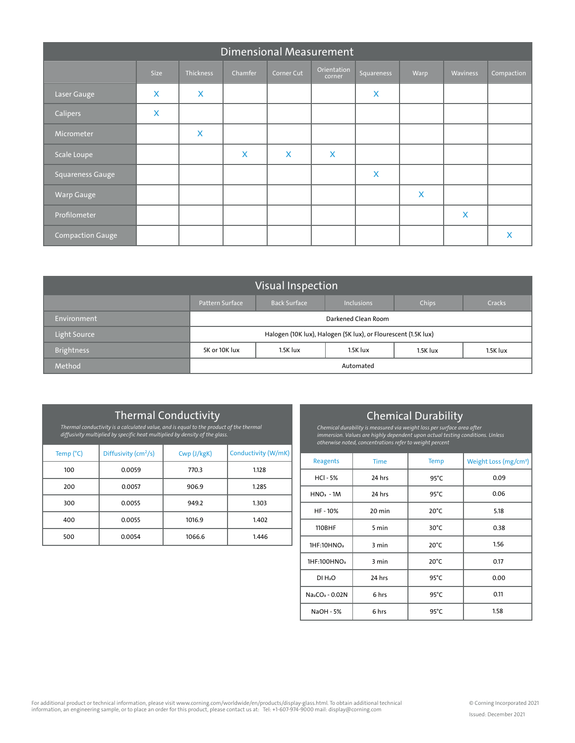## Dimensional Measurement

| | Size | Thickness | Chamfer | Corner Cut | Orientation corner | Squareness | Warp | Waviness | Compaction |
|---|---|---|---|---|---|---|---|---|---|
| Laser Gauge | X | X | | | | X | | | |
| Calipers | X | | | | | | | | |
| Micrometer | | X | | | | | | | |
| Scale Loupe | | | X | X | X | | | | |
| Squareness Gauge | | | | | | X | | | |
| Warp Gauge | | | | | | | X | | |
| Profilometer | | | | | | | | X | |
| Compaction Gauge | | | | | | | | | X |

## Visual Inspection

| | Pattern Surface | Back Surface | Inclusions | Chips | Cracks |
|---|---|---|---|---|---|
| Environment | Darkened Clean Room | | | | |
| Light Source | Halogen (10K lux), Halogen (5K lux), or Flourescent (1.5K lux) | | | | |
| Brightness | 5K or 10K lux | 1.5K lux | 1.5K lux | 1.5K lux | 1.5K lux |
| Method | Automated | | | | |

## Thermal Conductivity

*Thermal conductivity is a calculated value, and is equal to the product of the thermal diffusivity multiplied by specific heat multiplied by density of the glass.*

| Temp (°C) | Diffusivity ($cm^2$/s) | Cwp (J/kgK) | Conductivity (W/mK) |
|---|---|---|---|
| 100 | 0.0059 | 770.3 | 1.128 |
| 200 | 0.0057 | 906.9 | 1.285 |
| 300 | 0.0055 | 949.2 | 1.303 |
| 400 | 0.0055 | 1016.9 | 1.402 |
| 500 | 0.0054 | 1066.6 | 1.446 |

## Chemical Durability

*Chemical durability is measured via weight loss per surface area after immersion. Values are highly dependent upon actual testing conditions. Unless otherwise noted, concentrations refer to weight percent*

| Reagents | Time | Temp | Weight Loss (mg/$cm^2$) |
|---|---|---|---|
| HCl - 5% | 24 hrs | 95°C | 0.09 |
| $HNO_3$ - 1M | 24 hrs | 95°C | 0.06 |
| HF - 10% | 20 min | 20°C | 5.18 |
| 110BHF | 5 min | 30°C | 0.38 |
| 1HF:10$HNO_3$ | 3 min | 20°C | 1.56 |
| 1HF:100$HNO_3$ | 3 min | 20°C | 0.17 |
| DI $H_2O$ | 24 hrs | 95°C | 0.00 |
| $Na_2CO_3$ - 0.02N | 6 hrs | 95°C | 0.11 |
| NaOH - 5% | 6 hrs | 95°C | 1.58 |

For additional product or technical information, please visit www.corning.com/worldwide/en/products/display-glass.html. To obtain additional technical information, an engineering sample, or to place an order for this product, please contact us at: Tel: +1-607-974-9000 mail: display@corning.com

© Corning Incorporated 2021

Issued: December 2021